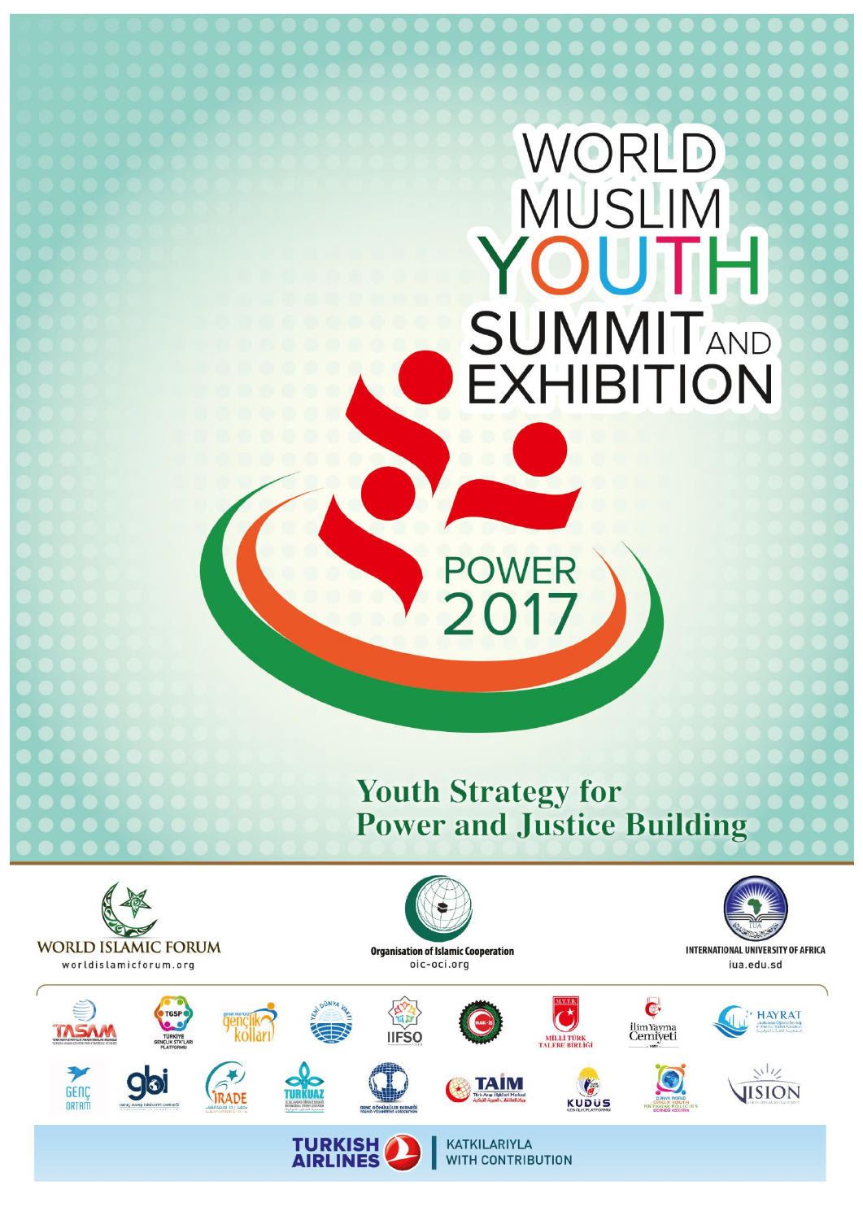# WORLD MUSLIM YOUTH SUMMIT AND EXHIBITION

POWER 2017

## Youth Strategy for Power and Justice Building

WORLD ISLAMIC FORUM
worldislamicforum.org

Organisation of Islamic Cooperation
oic-oci.org

INTERNATIONAL UNIVERSITY OF AFRICA
iua.edu.sd

TASAM

TGSP TÜRKİYE GENÇLİK STK'LARI PLATFORMU

gençlik kolları

YENİ DÜNYA VAKFI

IIFSO

HAK-İŞ

MİLLİ TÜRK TALEBE BİRLİĞİ

İlim Yayma Cemiyeti

HAYRAT

GENÇ ORTAM

gbi

İRADE

TURKUAZ

GENÇ GÖNÜLLÜLER DERNEĞİ YOUNG VOLUNTEERS ASSOCIATION

TAİM

KUDÜS GENÇLİK PLATFORMU

DÜNYA GENÇLİK POLİTİKALARI DERNEĞİ WORLD YOUTH POLICIES ASSOCIATION

VISION

TURKISH AIRLINES

KATKILARIYLA
WITH CONTRIBUTION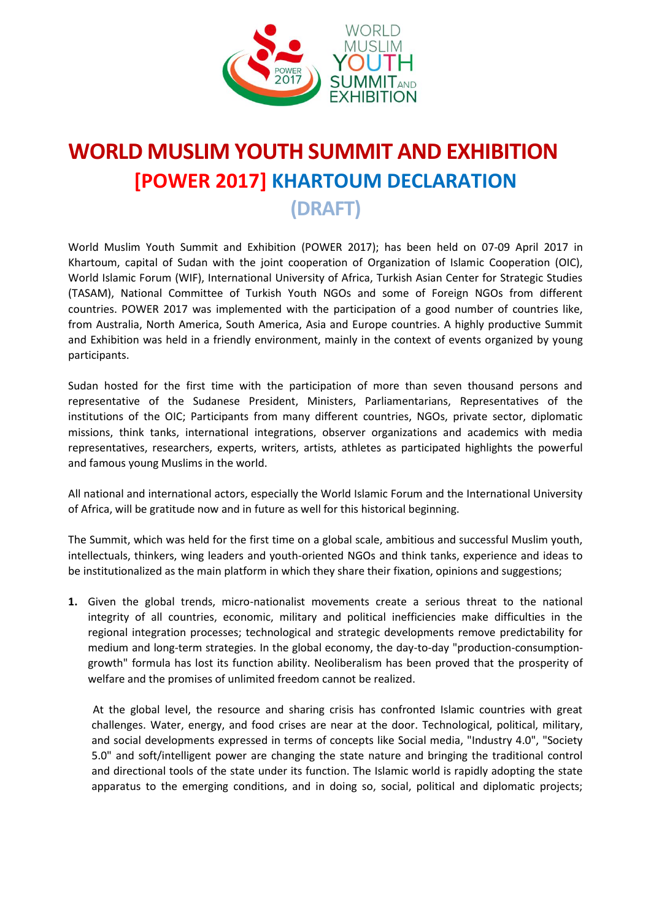# WORLD MUSLIM YOUTH SUMMIT AND EXHIBITION
## [POWER 2017] KHARTOUM DECLARATION
### (DRAFT)

World Muslim Youth Summit and Exhibition (POWER 2017); has been held on 07-09 April 2017 in Khartoum, capital of Sudan with the joint cooperation of Organization of Islamic Cooperation (OIC), World Islamic Forum (WIF), International University of Africa, Turkish Asian Center for Strategic Studies (TASAM), National Committee of Turkish Youth NGOs and some of Foreign NGOs from different countries. POWER 2017 was implemented with the participation of a good number of countries like, from Australia, North America, South America, Asia and Europe countries. A highly productive Summit and Exhibition was held in a friendly environment, mainly in the context of events organized by young participants.

Sudan hosted for the first time with the participation of more than seven thousand persons and representative of the Sudanese President, Ministers, Parliamentarians, Representatives of the institutions of the OIC; Participants from many different countries, NGOs, private sector, diplomatic missions, think tanks, international integrations, observer organizations and academics with media representatives, researchers, experts, writers, artists, athletes as participated highlights the powerful and famous young Muslims in the world.

All national and international actors, especially the World Islamic Forum and the International University of Africa, will be gratitude now and in future as well for this historical beginning.

The Summit, which was held for the first time on a global scale, ambitious and successful Muslim youth, intellectuals, thinkers, wing leaders and youth-oriented NGOs and think tanks, experience and ideas to be institutionalized as the main platform in which they share their fixation, opinions and suggestions;

1. Given the global trends, micro-nationalist movements create a serious threat to the national integrity of all countries, economic, military and political inefficiencies make difficulties in the regional integration processes; technological and strategic developments remove predictability for medium and long-term strategies. In the global economy, the day-to-day "production-consumption-growth" formula has lost its function ability. Neoliberalism has been proved that the prosperity of welfare and the promises of unlimited freedom cannot be realized.

   At the global level, the resource and sharing crisis has confronted Islamic countries with great challenges. Water, energy, and food crises are near at the door. Technological, political, military, and social developments expressed in terms of concepts like Social media, "Industry 4.0", "Society 5.0" and soft/intelligent power are changing the state nature and bringing the traditional control and directional tools of the state under its function. The Islamic world is rapidly adopting the state apparatus to the emerging conditions, and in doing so, social, political and diplomatic projects;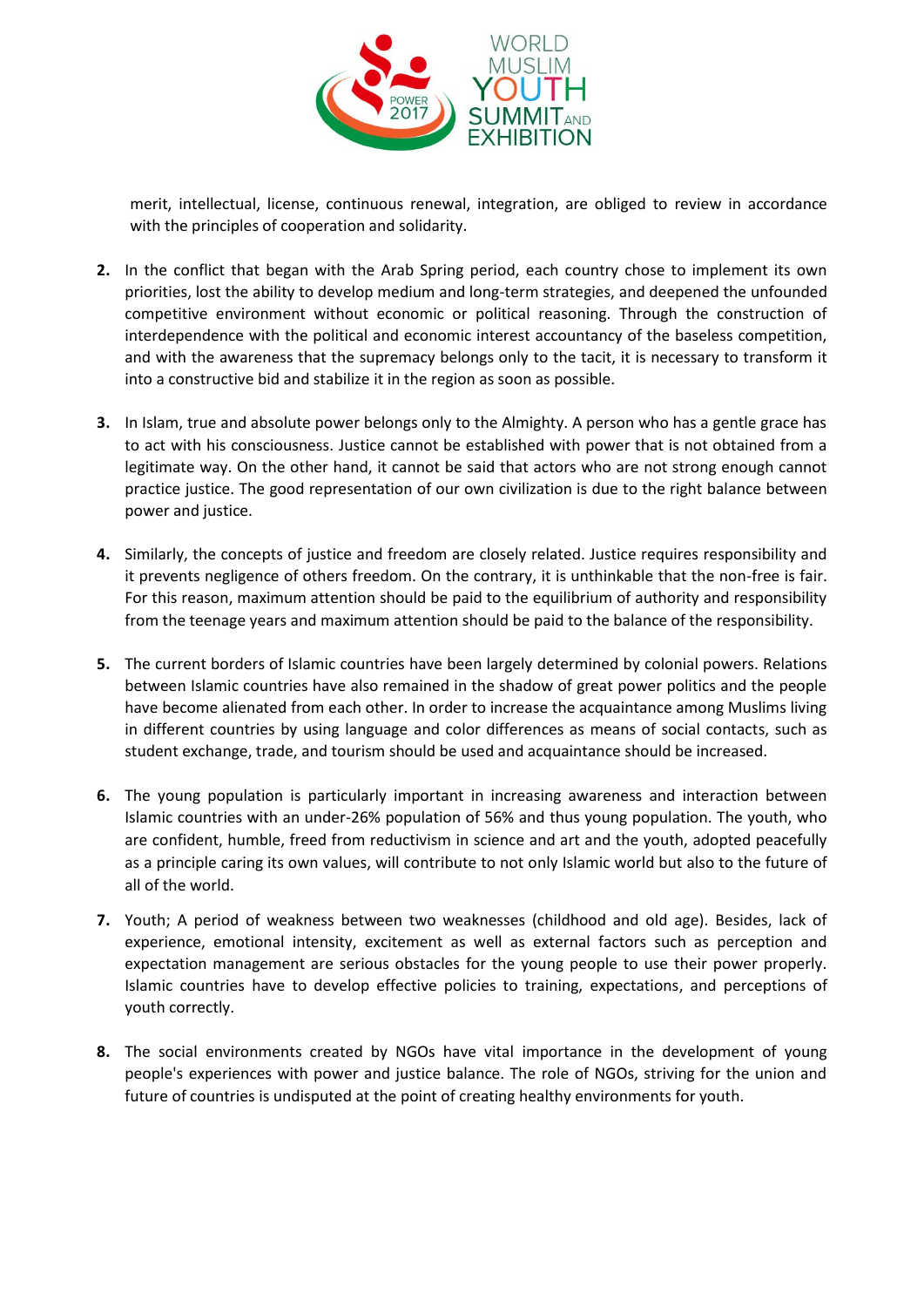merit, intellectual, license, continuous renewal, integration, are obliged to review in accordance with the principles of cooperation and solidarity.

2. In the conflict that began with the Arab Spring period, each country chose to implement its own priorities, lost the ability to develop medium and long-term strategies, and deepened the unfounded competitive environment without economic or political reasoning. Through the construction of interdependence with the political and economic interest accountancy of the baseless competition, and with the awareness that the supremacy belongs only to the tacit, it is necessary to transform it into a constructive bid and stabilize it in the region as soon as possible.

3. In Islam, true and absolute power belongs only to the Almighty. A person who has a gentle grace has to act with his consciousness. Justice cannot be established with power that is not obtained from a legitimate way. On the other hand, it cannot be said that actors who are not strong enough cannot practice justice. The good representation of our own civilization is due to the right balance between power and justice.

4. Similarly, the concepts of justice and freedom are closely related. Justice requires responsibility and it prevents negligence of others freedom. On the contrary, it is unthinkable that the non-free is fair. For this reason, maximum attention should be paid to the equilibrium of authority and responsibility from the teenage years and maximum attention should be paid to the balance of the responsibility.

5. The current borders of Islamic countries have been largely determined by colonial powers. Relations between Islamic countries have also remained in the shadow of great power politics and the people have become alienated from each other. In order to increase the acquaintance among Muslims living in different countries by using language and color differences as means of social contacts, such as student exchange, trade, and tourism should be used and acquaintance should be increased.

6. The young population is particularly important in increasing awareness and interaction between Islamic countries with an under-26% population of 56% and thus young population. The youth, who are confident, humble, freed from reductivism in science and art and the youth, adopted peacefully as a principle caring its own values, will contribute to not only Islamic world but also to the future of all of the world.

7. Youth; A period of weakness between two weaknesses (childhood and old age). Besides, lack of experience, emotional intensity, excitement as well as external factors such as perception and expectation management are serious obstacles for the young people to use their power properly. Islamic countries have to develop effective policies to training, expectations, and perceptions of youth correctly.

8. The social environments created by NGOs have vital importance in the development of young people's experiences with power and justice balance. The role of NGOs, striving for the union and future of countries is undisputed at the point of creating healthy environments for youth.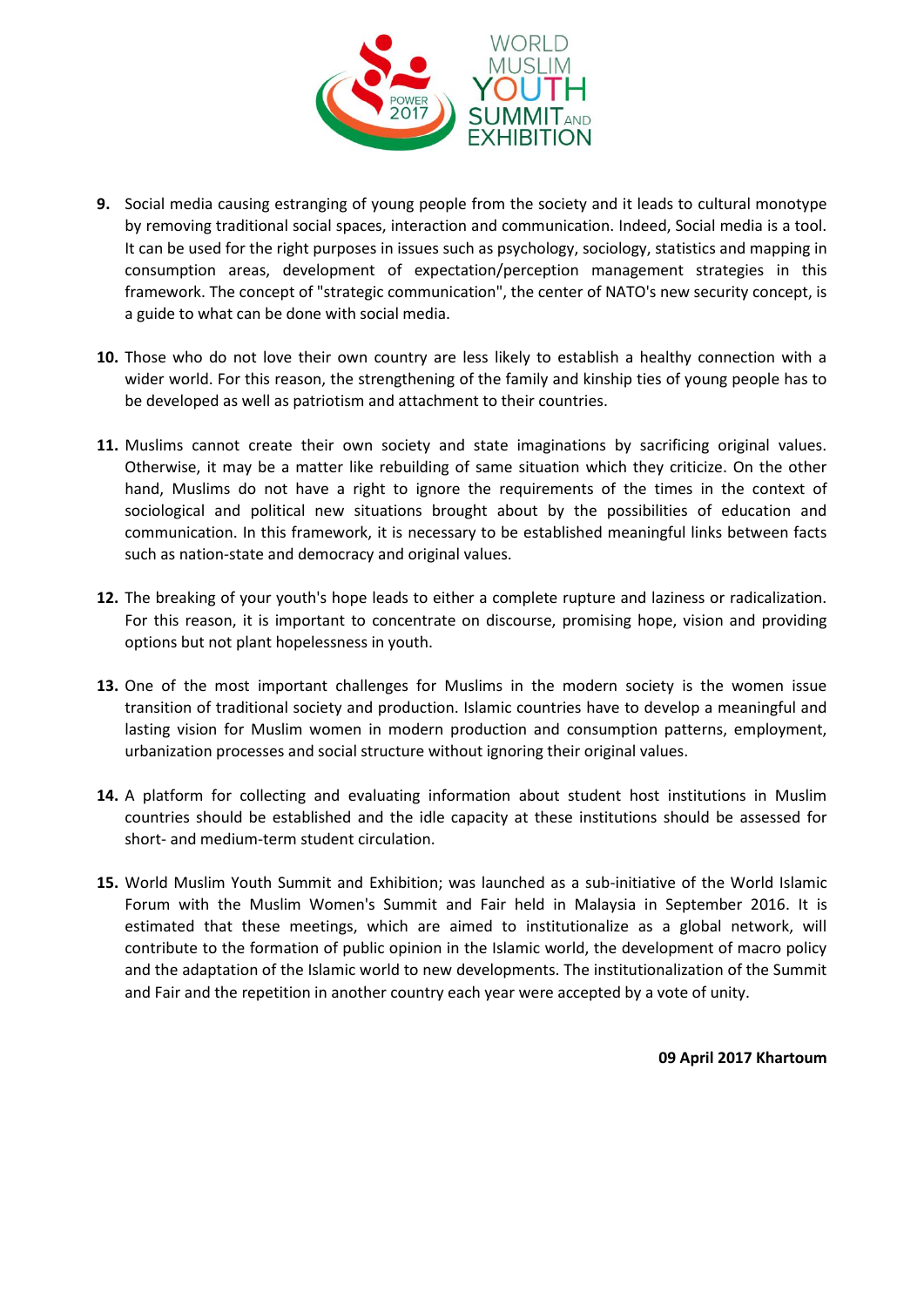9. Social media causing estranging of young people from the society and it leads to cultural monotype by removing traditional social spaces, interaction and communication. Indeed, Social media is a tool. It can be used for the right purposes in issues such as psychology, sociology, statistics and mapping in consumption areas, development of expectation/perception management strategies in this framework. The concept of "strategic communication", the center of NATO's new security concept, is a guide to what can be done with social media.

10. Those who do not love their own country are less likely to establish a healthy connection with a wider world. For this reason, the strengthening of the family and kinship ties of young people has to be developed as well as patriotism and attachment to their countries.

11. Muslims cannot create their own society and state imaginations by sacrificing original values. Otherwise, it may be a matter like rebuilding of same situation which they criticize. On the other hand, Muslims do not have a right to ignore the requirements of the times in the context of sociological and political new situations brought about by the possibilities of education and communication. In this framework, it is necessary to be established meaningful links between facts such as nation-state and democracy and original values.

12. The breaking of your youth's hope leads to either a complete rupture and laziness or radicalization. For this reason, it is important to concentrate on discourse, promising hope, vision and providing options but not plant hopelessness in youth.

13. One of the most important challenges for Muslims in the modern society is the women issue transition of traditional society and production. Islamic countries have to develop a meaningful and lasting vision for Muslim women in modern production and consumption patterns, employment, urbanization processes and social structure without ignoring their original values.

14. A platform for collecting and evaluating information about student host institutions in Muslim countries should be established and the idle capacity at these institutions should be assessed for short- and medium-term student circulation.

15. World Muslim Youth Summit and Exhibition; was launched as a sub-initiative of the World Islamic Forum with the Muslim Women's Summit and Fair held in Malaysia in September 2016. It is estimated that these meetings, which are aimed to institutionalize as a global network, will contribute to the formation of public opinion in the Islamic world, the development of macro policy and the adaptation of the Islamic world to new developments. The institutionalization of the Summit and Fair and the repetition in another country each year were accepted by a vote of unity.

**09 April 2017 Khartoum**